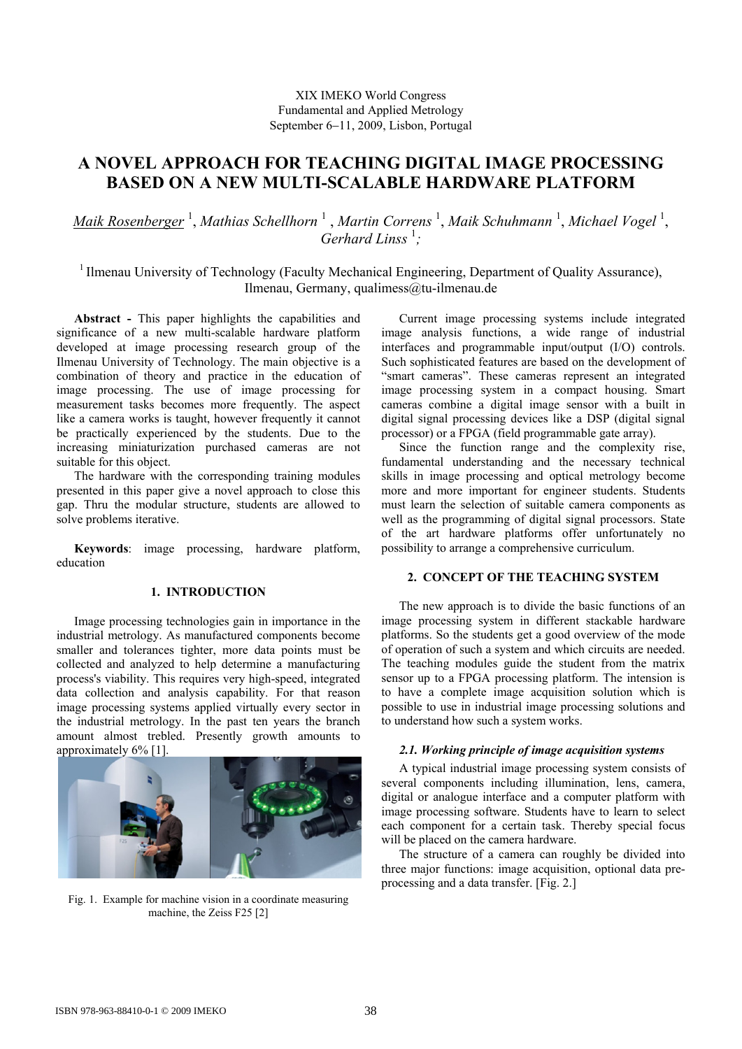XIX IMEKO World Congress
Fundamental and Applied Metrology
September 6−11, 2009, Lisbon, Portugal

# A NOVEL APPROACH FOR TEACHING DIGITAL IMAGE PROCESSING BASED ON A NEW MULTI-SCALABLE HARDWARE PLATFORM

*Maik Rosenberger* [1], *Mathias Schellhorn* [1], *Martin Correns* [1], *Maik Schuhmann* [1], *Michael Vogel* [1], *Gerhard Linss* [1]*;*

[1] Ilmenau University of Technology (Faculty Mechanical Engineering, Department of Quality Assurance), Ilmenau, Germany, qualimess@tu-ilmenau.de

**Abstract -** This paper highlights the capabilities and significance of a new multi-scalable hardware platform developed at image processing research group of the Ilmenau University of Technology. The main objective is a combination of theory and practice in the education of image processing. The use of image processing for measurement tasks becomes more frequently. The aspect like a camera works is taught, however frequently it cannot be practically experienced by the students. Due to the increasing miniaturization purchased cameras are not suitable for this object.

The hardware with the corresponding training modules presented in this paper give a novel approach to close this gap. Thru the modular structure, students are allowed to solve problems iterative.

**Keywords**: image processing, hardware platform, education

## 1. INTRODUCTION

Image processing technologies gain in importance in the industrial metrology. As manufactured components become smaller and tolerances tighter, more data points must be collected and analyzed to help determine a manufacturing process's viability. This requires very high-speed, integrated data collection and analysis capability. For that reason image processing systems applied virtually every sector in the industrial metrology. In the past ten years the branch amount almost trebled. Presently growth amounts to approximately 6% [1].

Fig. 1. Example for machine vision in a coordinate measuring machine, the Zeiss F25 [2]

Current image processing systems include integrated image analysis functions, a wide range of industrial interfaces and programmable input/output (I/O) controls. Such sophisticated features are based on the development of "smart cameras". These cameras represent an integrated image processing system in a compact housing. Smart cameras combine a digital image sensor with a built in digital signal processing devices like a DSP (digital signal processor) or a FPGA (field programmable gate array).

Since the function range and the complexity rise, fundamental understanding and the necessary technical skills in image processing and optical metrology become more and more important for engineer students. Students must learn the selection of suitable camera components as well as the programming of digital signal processors. State of the art hardware platforms offer unfortunately no possibility to arrange a comprehensive curriculum.

## 2. CONCEPT OF THE TEACHING SYSTEM

The new approach is to divide the basic functions of an image processing system in different stackable hardware platforms. So the students get a good overview of the mode of operation of such a system and which circuits are needed. The teaching modules guide the student from the matrix sensor up to a FPGA processing platform. The intension is to have a complete image acquisition solution which is possible to use in industrial image processing solutions and to understand how such a system works.

### *2.1. Working principle of image acquisition systems*

A typical industrial image processing system consists of several components including illumination, lens, camera, digital or analogue interface and a computer platform with image processing software. Students have to learn to select each component for a certain task. Thereby special focus will be placed on the camera hardware.

The structure of a camera can roughly be divided into three major functions: image acquisition, optional data pre-processing and a data transfer. [Fig. 2.]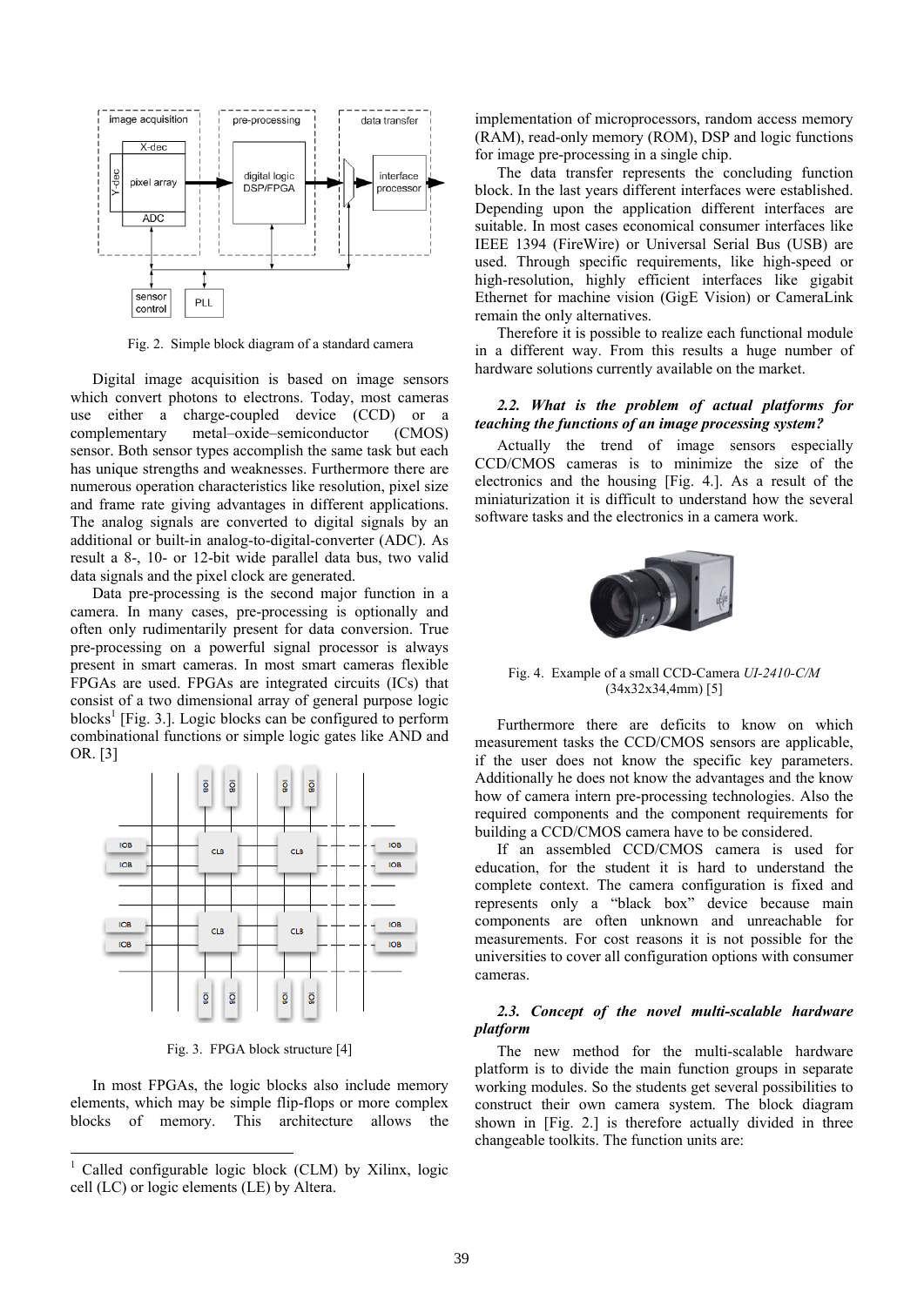Fig. 2. Simple block diagram of a standard camera

Digital image acquisition is based on image sensors which convert photons to electrons. Today, most cameras use either a charge-coupled device (CCD) or a complementary metal–oxide–semiconductor (CMOS) sensor. Both sensor types accomplish the same task but each has unique strengths and weaknesses. Furthermore there are numerous operation characteristics like resolution, pixel size and frame rate giving advantages in different applications. The analog signals are converted to digital signals by an additional or built-in analog-to-digital-converter (ADC). As result a 8-, 10- or 12-bit wide parallel data bus, two valid data signals and the pixel clock are generated.

Data pre-processing is the second major function in a camera. In many cases, pre-processing is optionally and often only rudimentarily present for data conversion. True pre-processing on a powerful signal processor is always present in smart cameras. In most smart cameras flexible FPGAs are used. FPGAs are integrated circuits (ICs) that consist of a two dimensional array of general purpose logic blocks[1] [Fig. 3.]. Logic blocks can be configured to perform combinational functions or simple logic gates like AND and OR. [3]

Fig. 3. FPGA block structure [4]

In most FPGAs, the logic blocks also include memory elements, which may be simple flip-flops or more complex blocks of memory. This architecture allows the implementation of microprocessors, random access memory (RAM), read-only memory (ROM), DSP and logic functions for image pre-processing in a single chip.

The data transfer represents the concluding function block. In the last years different interfaces were established. Depending upon the application different interfaces are suitable. In most cases economical consumer interfaces like IEEE 1394 (FireWire) or Universal Serial Bus (USB) are used. Through specific requirements, like high-speed or high-resolution, highly efficient interfaces like gigabit Ethernet for machine vision (GigE Vision) or CameraLink remain the only alternatives.

Therefore it is possible to realize each functional module in a different way. From this results a huge number of hardware solutions currently available on the market.

### *2.2. What is the problem of actual platforms for teaching the functions of an image processing system?*

Actually the trend of image sensors especially CCD/CMOS cameras is to minimize the size of the electronics and the housing [Fig. 4.]. As a result of the miniaturization it is difficult to understand how the several software tasks and the electronics in a camera work.

Fig. 4. Example of a small CCD-Camera *UI-2410-C/M* (34x32x34,4mm) [5]

Furthermore there are deficits to know on which measurement tasks the CCD/CMOS sensors are applicable, if the user does not know the specific key parameters. Additionally he does not know the advantages and the know how of camera intern pre-processing technologies. Also the required components and the component requirements for building a CCD/CMOS camera have to be considered.

If an assembled CCD/CMOS camera is used for education, for the student it is hard to understand the complete context. The camera configuration is fixed and represents only a "black box" device because main components are often unknown and unreachable for measurements. For cost reasons it is not possible for the universities to cover all configuration options with consumer cameras.

### *2.3. Concept of the novel multi-scalable hardware platform*

The new method for the multi-scalable hardware platform is to divide the main function groups in separate working modules. So the students get several possibilities to construct their own camera system. The block diagram shown in [Fig. 2.] is therefore actually divided in three changeable toolkits. The function units are:

---

[1] Called configurable logic block (CLM) by Xilinx, logic cell (LC) or logic elements (LE) by Altera.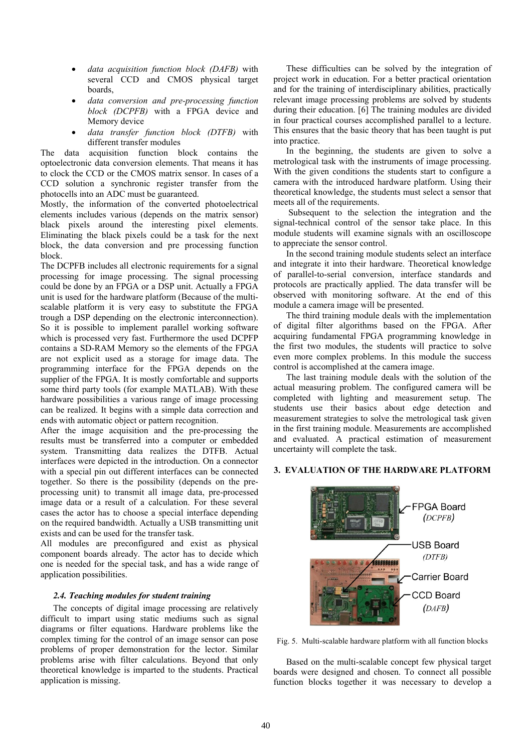- *data acquisition function block (DAFB)* with several CCD and CMOS physical target boards,
- *data conversion and pre-processing function block (DCPFB)* with a FPGA device and Memory device
- *data transfer function block (DTFB)* with different transfer modules

The data acquisition function block contains the optoelectronic data conversion elements. That means it has to clock the CCD or the CMOS matrix sensor. In cases of a CCD solution a synchronic register transfer from the photocells into an ADC must be guaranteed.

Mostly, the information of the converted photoelectrical elements includes various (depends on the matrix sensor) black pixels around the interesting pixel elements. Eliminating the black pixels could be a task for the next block, the data conversion and pre processing function block.

The DCPFB includes all electronic requirements for a signal processing for image processing. The signal processing could be done by an FPGA or a DSP unit. Actually a FPGA unit is used for the hardware platform (Because of the multi-scalable platform it is very easy to substitute the FPGA trough a DSP depending on the electronic interconnection). So it is possible to implement parallel working software which is processed very fast. Furthermore the used DCPFP contains a SD-RAM Memory so the elements of the FPGA are not explicit used as a storage for image data. The programming interface for the FPGA depends on the supplier of the FPGA. It is mostly comfortable and supports some third party tools (for example MATLAB). With these hardware possibilities a various range of image processing can be realized. It begins with a simple data correction and ends with automatic object or pattern recognition.

After the image acquisition and the pre-processing the results must be transferred into a computer or embedded system. Transmitting data realizes the DTFB. Actual interfaces were depicted in the introduction. On a connector with a special pin out different interfaces can be connected together. So there is the possibility (depends on the pre-processing unit) to transmit all image data, pre-processed image data or a result of a calculation. For these several cases the actor has to choose a special interface depending on the required bandwidth. Actually a USB transmitting unit exists and can be used for the transfer task.

All modules are preconfigured and exist as physical component boards already. The actor has to decide which one is needed for the special task, and has a wide range of application possibilities.

### *2.4. Teaching modules for student training*

The concepts of digital image processing are relatively difficult to impart using static mediums such as signal diagrams or filter equations. Hardware problems like the complex timing for the control of an image sensor can pose problems of proper demonstration for the lector. Similar problems arise with filter calculations. Beyond that only theoretical knowledge is imparted to the students. Practical application is missing.

These difficulties can be solved by the integration of project work in education. For a better practical orientation and for the training of interdisciplinary abilities, practically relevant image processing problems are solved by students during their education. [6] The training modules are divided in four practical courses accomplished parallel to a lecture. This ensures that the basic theory that has been taught is put into practice.

In the beginning, the students are given to solve a metrological task with the instruments of image processing. With the given conditions the students start to configure a camera with the introduced hardware platform. Using their theoretical knowledge, the students must select a sensor that meets all of the requirements.

Subsequent to the selection the integration and the signal-technical control of the sensor take place. In this module students will examine signals with an oscilloscope to appreciate the sensor control.

In the second training module students select an interface and integrate it into their hardware. Theoretical knowledge of parallel-to-serial conversion, interface standards and protocols are practically applied. The data transfer will be observed with monitoring software. At the end of this module a camera image will be presented.

The third training module deals with the implementation of digital filter algorithms based on the FPGA. After acquiring fundamental FPGA programming knowledge in the first two modules, the students will practice to solve even more complex problems. In this module the success control is accomplished at the camera image.

The last training module deals with the solution of the actual measuring problem. The configured camera will be completed with lighting and measurement setup. The students use their basics about edge detection and measurement strategies to solve the metrological task given in the first training module. Measurements are accomplished and evaluated. A practical estimation of measurement uncertainty will complete the task.

## 3. EVALUATION OF THE HARDWARE PLATFORM

Fig. 5. Multi-scalable hardware platform with all function blocks

Based on the multi-scalable concept few physical target boards were designed and chosen. To connect all possible function blocks together it was necessary to develop a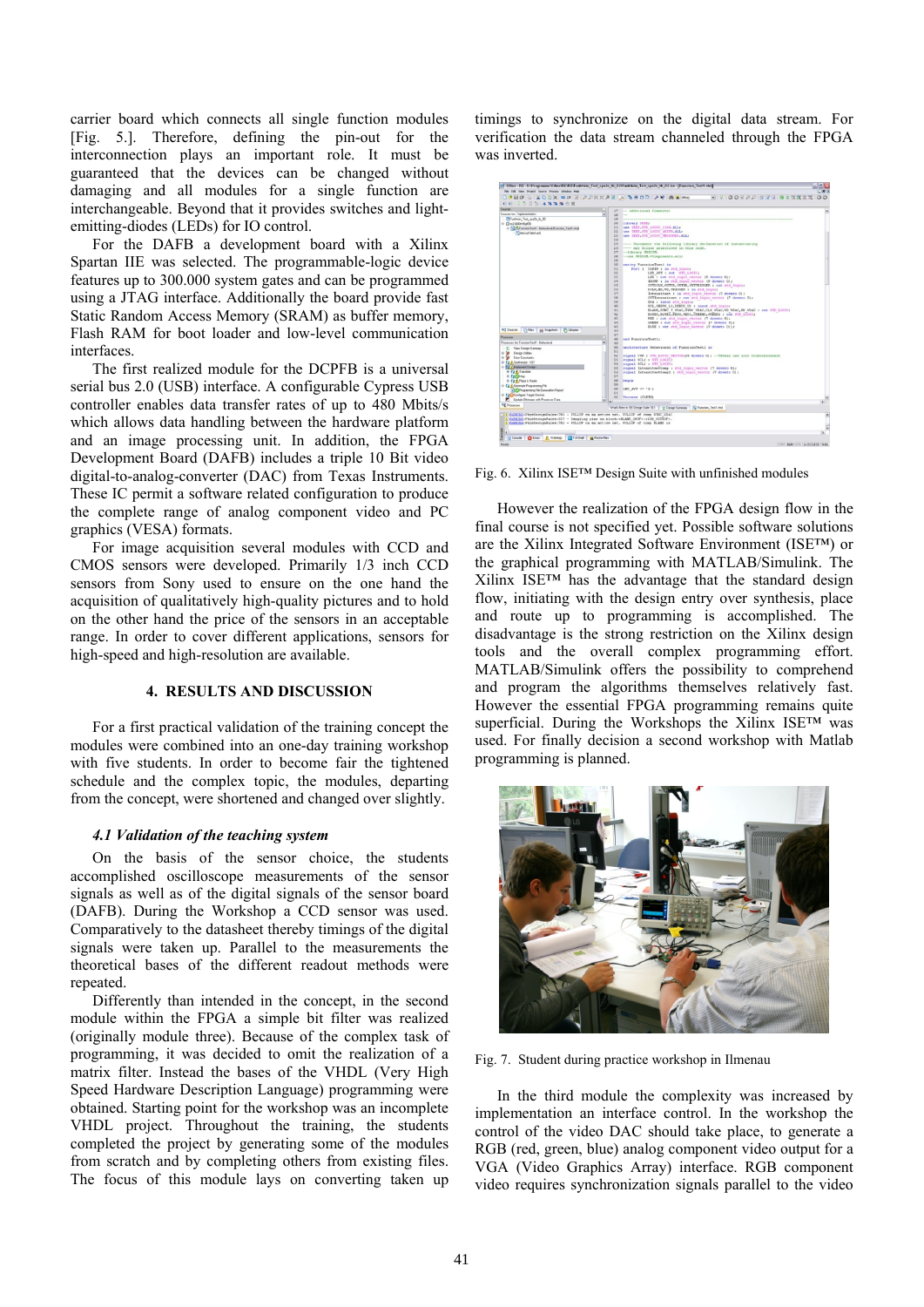carrier board which connects all single function modules [Fig. 5.]. Therefore, defining the pin-out for the interconnection plays an important role. It must be guaranteed that the devices can be changed without damaging and all modules for a single function are interchangeable. Beyond that it provides switches and light-emitting-diodes (LEDs) for IO control.

For the DAFB a development board with a Xilinx Spartan IIE was selected. The programmable-logic device features up to 300.000 system gates and can be programmed using a JTAG interface. Additionally the board provide fast Static Random Access Memory (SRAM) as buffer memory, Flash RAM for boot loader and low-level communication interfaces.

The first realized module for the DCPFB is a universal serial bus 2.0 (USB) interface. A configurable Cypress USB controller enables data transfer rates of up to 480 Mbits/s which allows data handling between the hardware platform and an image processing unit. In addition, the FPGA Development Board (DAFB) includes a triple 10 Bit video digital-to-analog-converter (DAC) from Texas Instruments. These IC permit a software related configuration to produce the complete range of analog component video and PC graphics (VESA) formats.

For image acquisition several modules with CCD and CMOS sensors were developed. Primarily 1/3 inch CCD sensors from Sony used to ensure on the one hand the acquisition of qualitatively high-quality pictures and to hold on the other hand the price of the sensors in an acceptable range. In order to cover different applications, sensors for high-speed and high-resolution are available.

## 4. RESULTS AND DISCUSSION

For a first practical validation of the training concept the modules were combined into an one-day training workshop with five students. In order to become fair the tightened schedule and the complex topic, the modules, departing from the concept, were shortened and changed over slightly.

### *4.1 Validation of the teaching system*

On the basis of the sensor choice, the students accomplished oscilloscope measurements of the sensor signals as well as of the digital signals of the sensor board (DAFB). During the Workshop a CCD sensor was used. Comparatively to the datasheet thereby timings of the digital signals were taken up. Parallel to the measurements the theoretical bases of the different readout methods were repeated.

Differently than intended in the concept, in the second module within the FPGA a simple bit filter was realized (originally module three). Because of the complex task of programming, it was decided to omit the realization of a matrix filter. Instead the bases of the VHDL (Very High Speed Hardware Description Language) programming were obtained. Starting point for the workshop was an incomplete VHDL project. Throughout the training, the students completed the project by generating some of the modules from scratch and by completing others from existing files. The focus of this module lays on converting taken up timings to synchronize on the digital data stream. For verification the data stream channeled through the FPGA was inverted.

Fig. 6. Xilinx ISE™ Design Suite with unfinished modules

However the realization of the FPGA design flow in the final course is not specified yet. Possible software solutions are the Xilinx Integrated Software Environment (ISE™) or the graphical programming with MATLAB/Simulink. The Xilinx ISE™ has the advantage that the standard design flow, initiating with the design entry over synthesis, place and route up to programming is accomplished. The disadvantage is the strong restriction on the Xilinx design tools and the overall complex programming effort. MATLAB/Simulink offers the possibility to comprehend and program the algorithms themselves relatively fast. However the essential FPGA programming remains quite superficial. During the Workshops the Xilinx ISE™ was used. For finally decision a second workshop with Matlab programming is planned.

Fig. 7. Student during practice workshop in Ilmenau

In the third module the complexity was increased by implementation an interface control. In the workshop the control of the video DAC should take place, to generate a RGB (red, green, blue) analog component video output for a VGA (Video Graphics Array) interface. RGB component video requires synchronization signals parallel to the video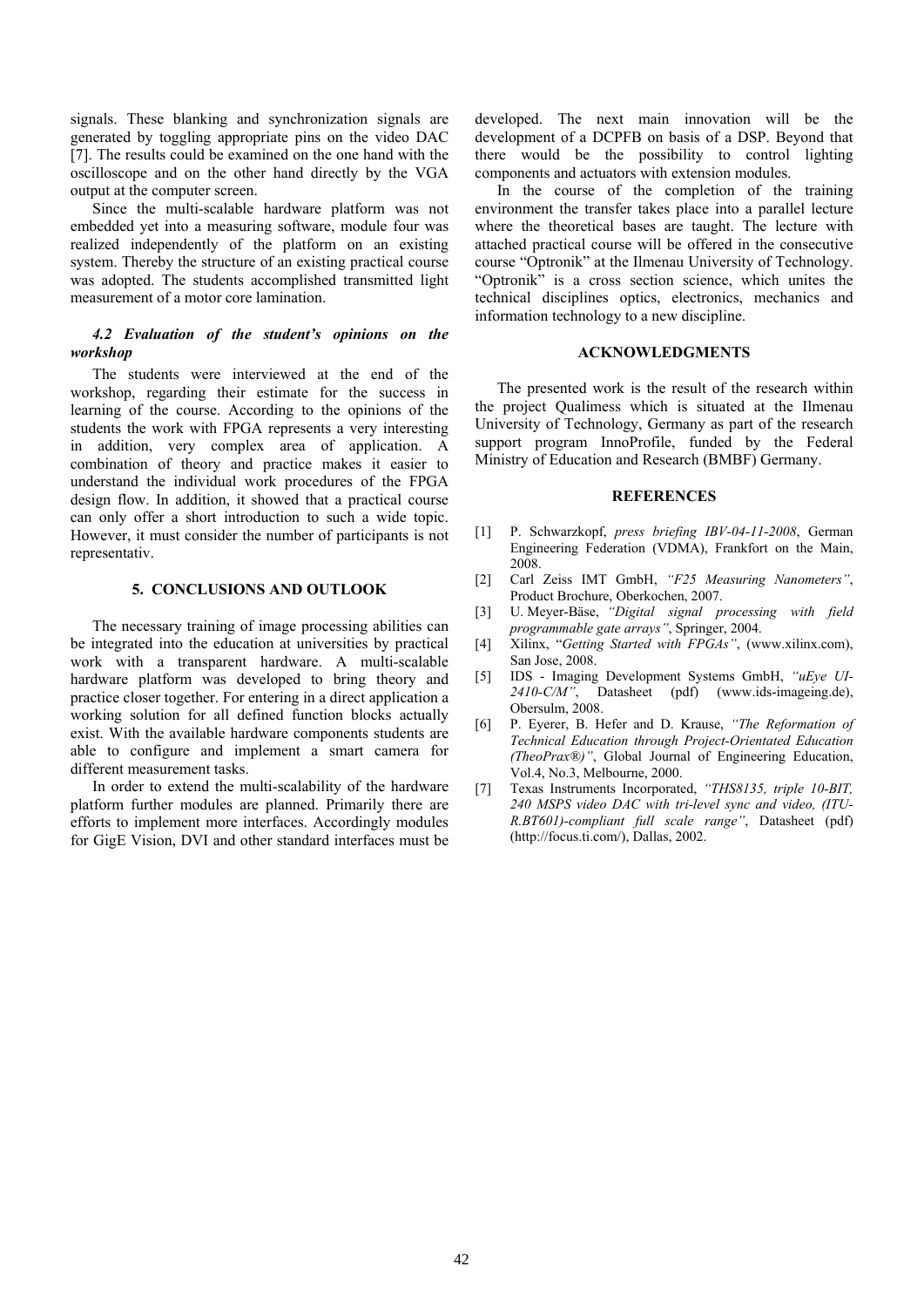signals. These blanking and synchronization signals are generated by toggling appropriate pins on the video DAC [7]. The results could be examined on the one hand with the oscilloscope and on the other hand directly by the VGA output at the computer screen.

Since the multi-scalable hardware platform was not embedded yet into a measuring software, module four was realized independently of the platform on an existing system. Thereby the structure of an existing practical course was adopted. The students accomplished transmitted light measurement of a motor core lamination.

### *4.2 Evaluation of the student's opinions on the workshop*

The students were interviewed at the end of the workshop, regarding their estimate for the success in learning of the course. According to the opinions of the students the work with FPGA represents a very interesting in addition, very complex area of application. A combination of theory and practice makes it easier to understand the individual work procedures of the FPGA design flow. In addition, it showed that a practical course can only offer a short introduction to such a wide topic. However, it must consider the number of participants is not representativ.

## 5. CONCLUSIONS AND OUTLOOK

The necessary training of image processing abilities can be integrated into the education at universities by practical work with a transparent hardware. A multi-scalable hardware platform was developed to bring theory and practice closer together. For entering in a direct application a working solution for all defined function blocks actually exist. With the available hardware components students are able to configure and implement a smart camera for different measurement tasks.

In order to extend the multi-scalability of the hardware platform further modules are planned. Primarily there are efforts to implement more interfaces. Accordingly modules for GigE Vision, DVI and other standard interfaces must be developed. The next main innovation will be the development of a DCPFB on basis of a DSP. Beyond that there would be the possibility to control lighting components and actuators with extension modules.

In the course of the completion of the training environment the transfer takes place into a parallel lecture where the theoretical bases are taught. The lecture with attached practical course will be offered in the consecutive course "Optronik" at the Ilmenau University of Technology. "Optronik" is a cross section science, which unites the technical disciplines optics, electronics, mechanics and information technology to a new discipline.

## ACKNOWLEDGMENTS

The presented work is the result of the research within the project Qualimess which is situated at the Ilmenau University of Technology, Germany as part of the research support program InnoProfile, funded by the Federal Ministry of Education and Research (BMBF) Germany.

## REFERENCES

[1] P. Schwarzkopf, *press briefing IBV-04-11-2008*, German Engineering Federation (VDMA), Frankfort on the Main, 2008.

[2] Carl Zeiss IMT GmbH, *"F25 Measuring Nanometers"*, Product Brochure, Oberkochen, 2007.

[3] U. Meyer-Bäse, *"Digital signal processing with field programmable gate arrays"*, Springer, 2004.

[4] Xilinx, "*Getting Started with FPGAs"*, (www.xilinx.com), San Jose, 2008.

[5] IDS - Imaging Development Systems GmbH, *"uEye UI-2410-C/M"*, Datasheet (pdf) (www.ids-imageing.de), Obersulm, 2008.

[6] P. Eyerer, B. Hefer and D. Krause, *"The Reformation of Technical Education through Project-Orientated Education (TheoPrax®)"*, Global Journal of Engineering Education, Vol.4, No.3, Melbourne, 2000.

[7] Texas Instruments Incorporated, *"THS8135, triple 10-BIT, 240 MSPS video DAC with tri-level sync and video, (ITU-R.BT601)-compliant full scale range"*, Datasheet (pdf) (http://focus.ti.com/), Dallas, 2002.